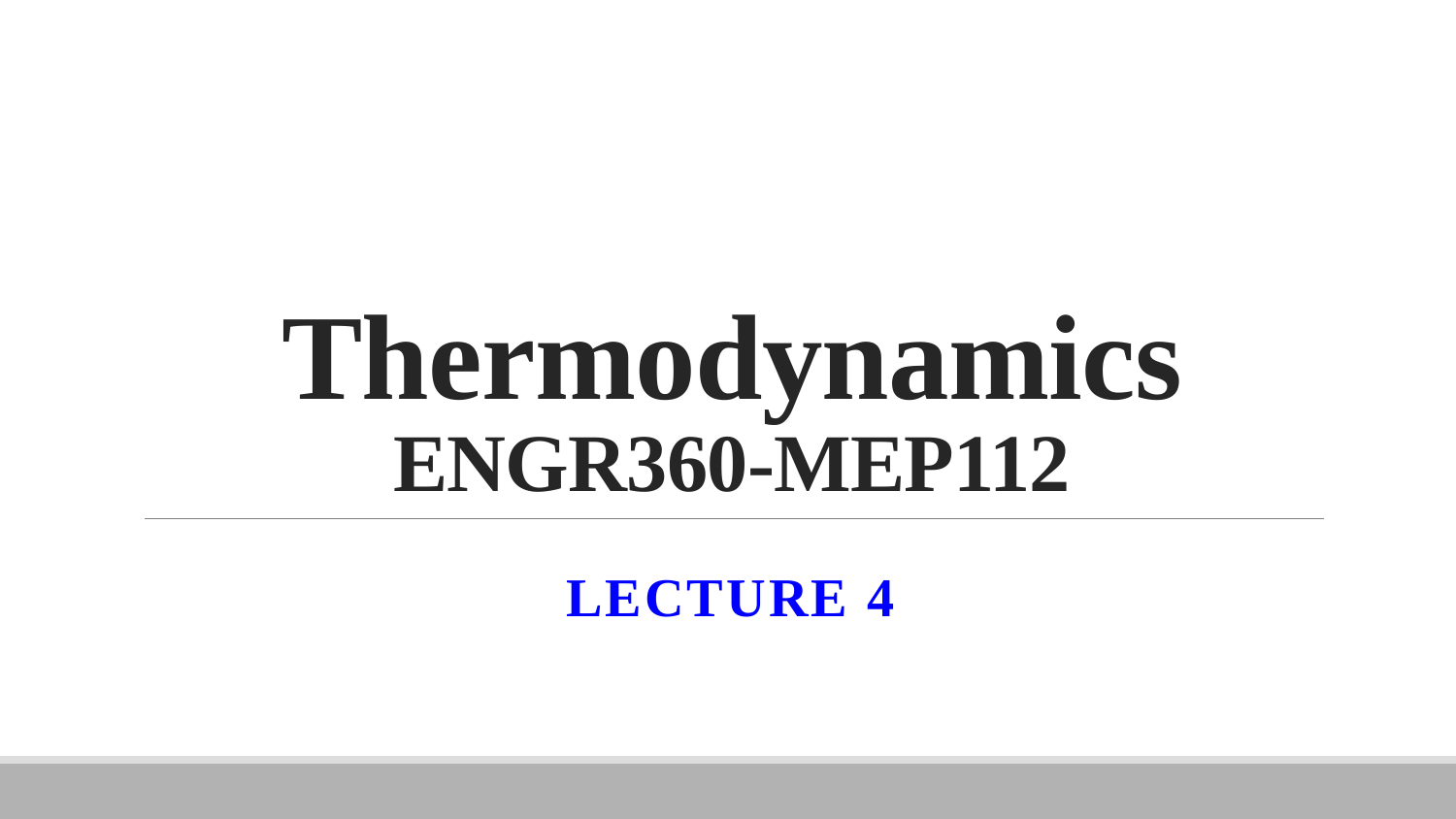# Thermodynamics
## ENGR360-MEP112

**LECTURE 4**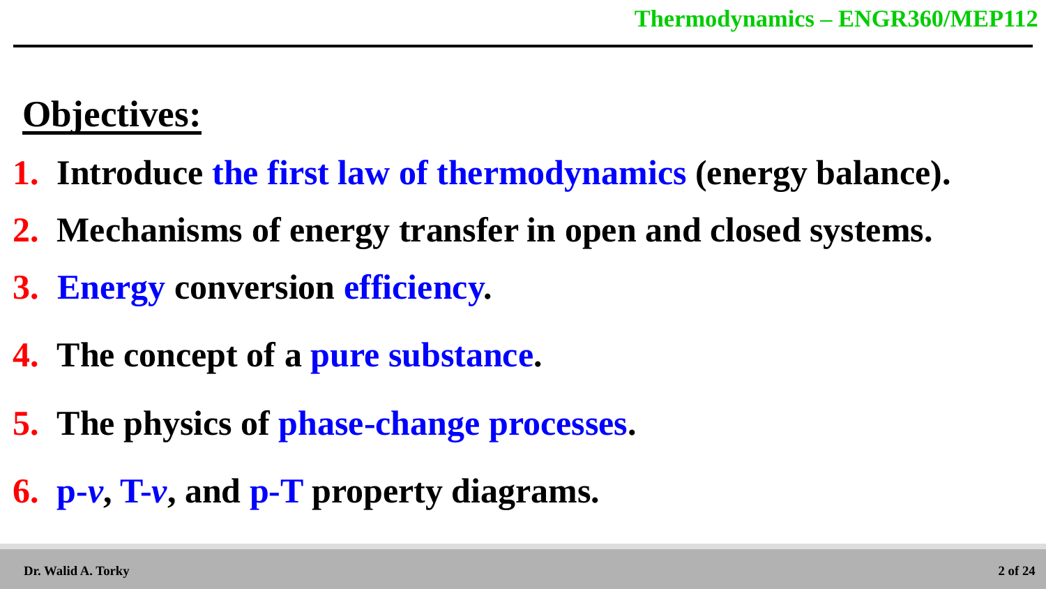## Objectives:

1. **Introduce the first law of thermodynamics (energy balance).**
2. **Mechanisms of energy transfer in open and closed systems.**
3. **Energy conversion efficiency.**
4. **The concept of a pure substance.**
5. **The physics of phase-change processes.**
6. **p-*v*, T-*v*, and p-T property diagrams.**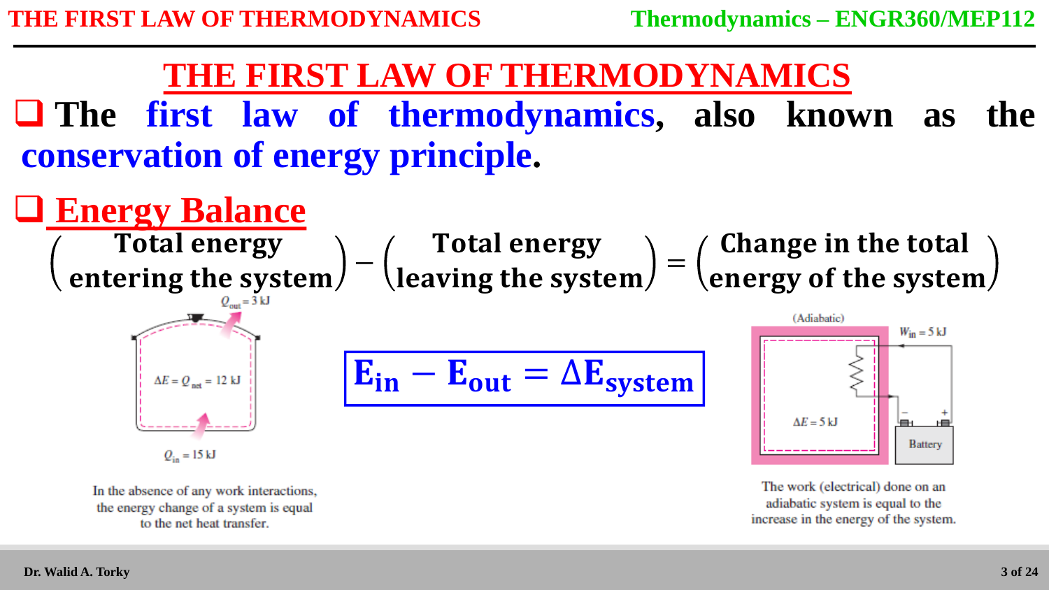# THE FIRST LAW OF THERMODYNAMICS

- The **first law of thermodynamics**, also known as the **conservation of energy principle**.

## Energy Balance

$$\begin{pmatrix}\text{Total energy}\\ \text{entering the system}\end{pmatrix} - \begin{pmatrix}\text{Total energy}\\ \text{leaving the system}\end{pmatrix} = \begin{pmatrix}\text{Change in the total}\\ \text{energy of the system}\end{pmatrix}$$

$$E_{in} - E_{out} = \Delta E_{system}$$

$Q_{out} = 3$ kJ

$\Delta E = Q_{net} = 12$ kJ

$Q_{in} = 15$ kJ

In the absence of any work interactions, the energy change of a system is equal to the net heat transfer.

(Adiabatic)

$W_{in} = 5$ kJ

$\Delta E = 5$ kJ

Battery

The work (electrical) done on an adiabatic system is equal to the increase in the energy of the system.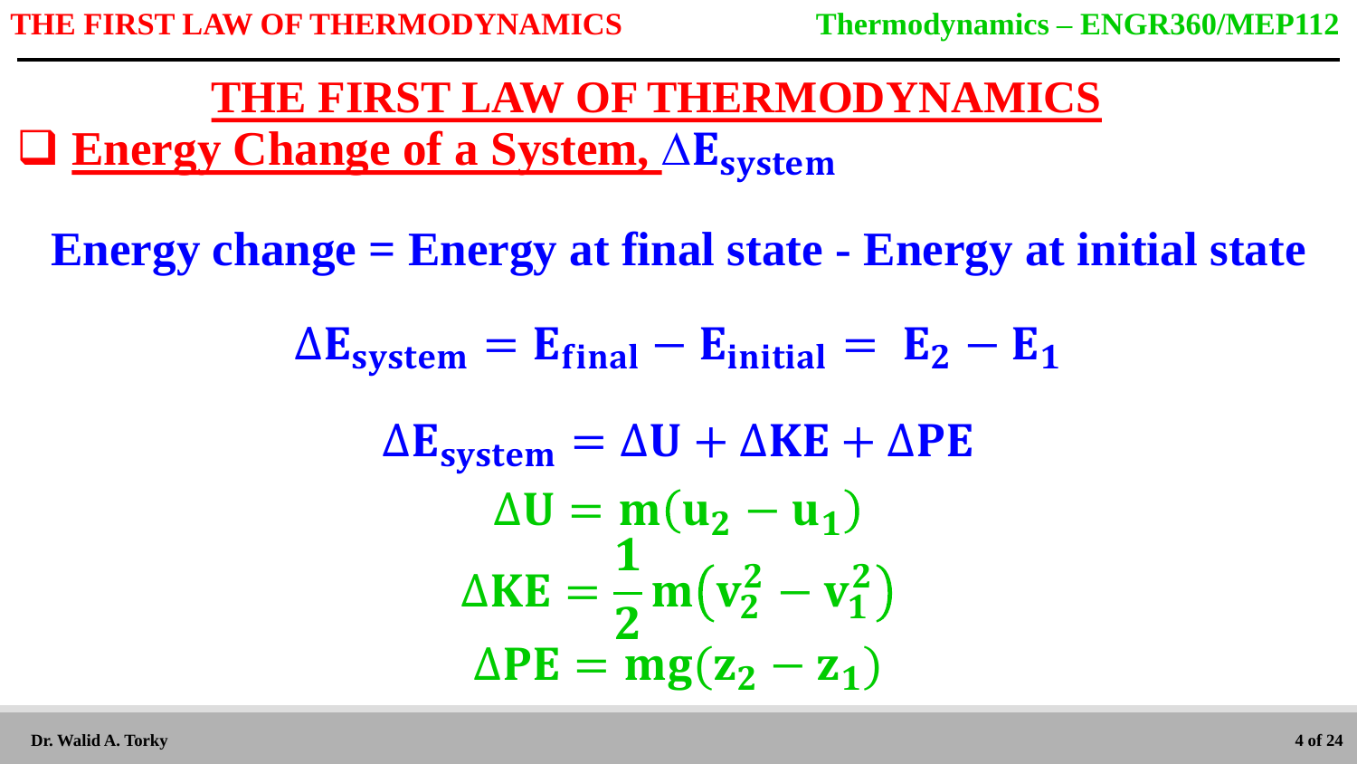# THE FIRST LAW OF THERMODYNAMICS

## Energy Change of a System, $\Delta E_{system}$

**Energy change = Energy at final state - Energy at initial state**

$$\Delta E_{system} = E_{final} - E_{initial} = E_2 - E_1$$

$$\Delta E_{system} = \Delta U + \Delta KE + \Delta PE$$

$$\Delta U = m(u_2 - u_1)$$

$$\Delta KE = \frac{1}{2} m\left(v_2^2 - v_1^2\right)$$

$$\Delta PE = mg(z_2 - z_1)$$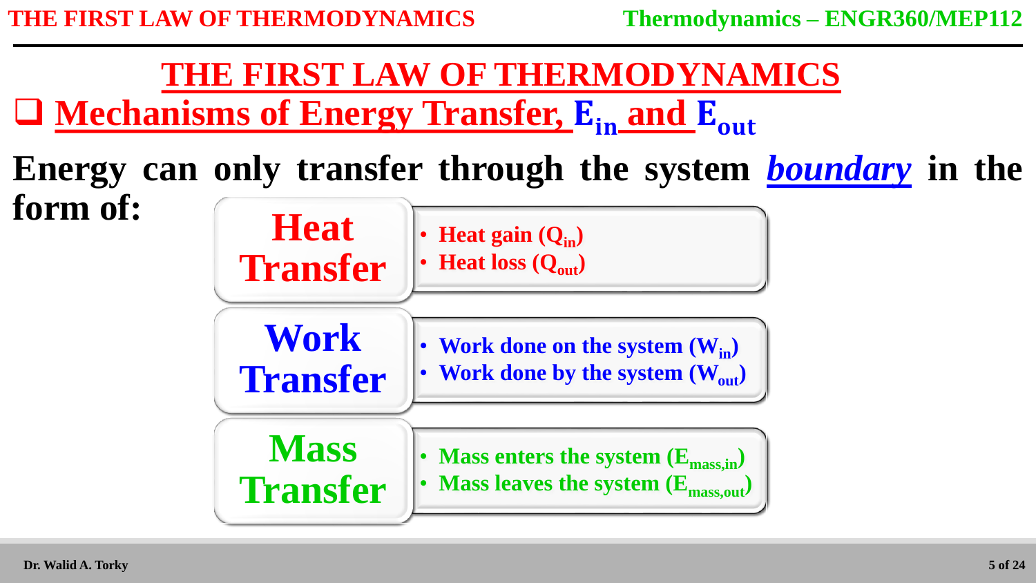# THE FIRST LAW OF THERMODYNAMICS

## Mechanisms of Energy Transfer, $E_{in}$ and $E_{out}$

**Energy can only transfer through the system *boundary* in the form of:**

**Heat Transfer**

- Heat gain ($Q_{in}$)
- Heat loss ($Q_{out}$)

**Work Transfer**

- Work done on the system ($W_{in}$)
- Work done by the system ($W_{out}$)

**Mass Transfer**

- Mass enters the system ($E_{mass,in}$)
- Mass leaves the system ($E_{mass,out}$)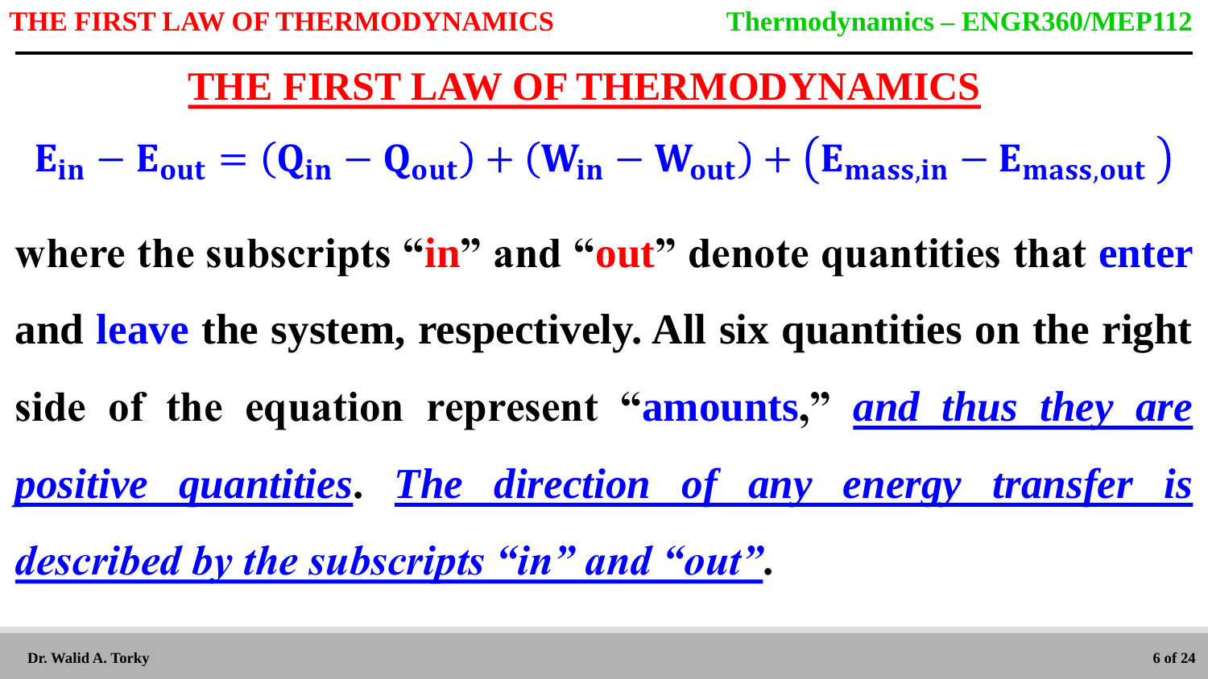# THE FIRST LAW OF THERMODYNAMICS

$$E_{in} - E_{out} = (Q_{in} - Q_{out}) + (W_{in} - W_{out}) + (E_{mass,in} - E_{mass,out})$$

**where the subscripts "in" and "out" denote quantities that enter and leave the system, respectively. All six quantities on the right side of the equation represent "amounts," *and thus they are positive quantities*. *The direction of any energy transfer is described by the subscripts "in" and "out"*.**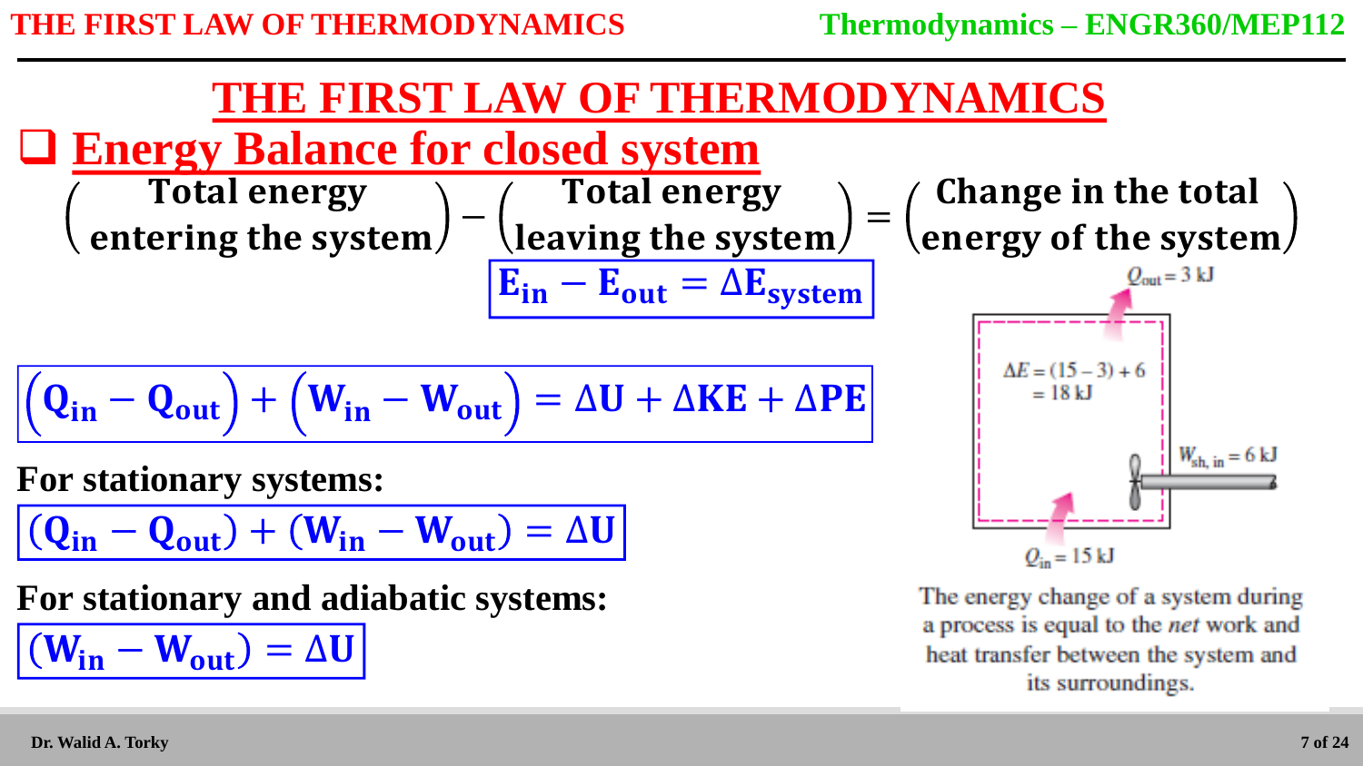# THE FIRST LAW OF THERMODYNAMICS

## Energy Balance for closed system

$$\begin{pmatrix}\text{Total energy} \\ \text{entering the system}\end{pmatrix} - \begin{pmatrix}\text{Total energy} \\ \text{leaving the system}\end{pmatrix} = \begin{pmatrix}\text{Change in the total} \\ \text{energy of the system}\end{pmatrix}$$

$$\mathbf{E_{in} - E_{out} = \Delta E_{system}}$$

$$\mathbf{(Q_{in} - Q_{out}) + (W_{in} - W_{out}) = \Delta U + \Delta KE + \Delta PE}$$

**For stationary systems:**

$$\mathbf{(Q_{in} - Q_{out}) + (W_{in} - W_{out}) = \Delta U}$$

**For stationary and adiabatic systems:**

$$\mathbf{(W_{in} - W_{out}) = \Delta U}$$

$Q_{out} = 3$ kJ

$\Delta E = (15 - 3) + 6 = 18$ kJ

$W_{sh,\,in} = 6$ kJ

$Q_{in} = 15$ kJ

The energy change of a system during a process is equal to the *net* work and heat transfer between the system and its surroundings.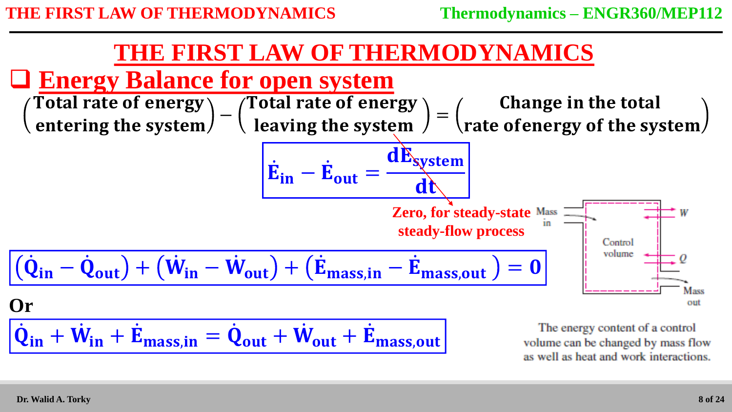# THE FIRST LAW OF THERMODYNAMICS

## Energy Balance for open system

$$\begin{pmatrix}\text{Total rate of energy}\\ \text{entering the system}\end{pmatrix} - \begin{pmatrix}\text{Total rate of energy}\\ \text{leaving the system}\end{pmatrix} = \begin{pmatrix}\text{Change in the total}\\ \text{rate of energy of the system}\end{pmatrix}$$

$$\dot{E}_{in} - \dot{E}_{out} = \frac{dE_{system}}{dt}$$

Zero, for steady-state steady-flow process

$$\left(\dot{Q}_{in} - \dot{Q}_{out}\right) + \left(\dot{W}_{in} - \dot{W}_{out}\right) + \left(\dot{E}_{mass,in} - \dot{E}_{mass,out}\right) = 0$$

**Or**

$$\dot{Q}_{in} + \dot{W}_{in} + \dot{E}_{mass,in} = \dot{Q}_{out} + \dot{W}_{out} + \dot{E}_{mass,out}$$

Mass in, Control volume, W, Q, Mass out

The energy content of a control volume can be changed by mass flow as well as heat and work interactions.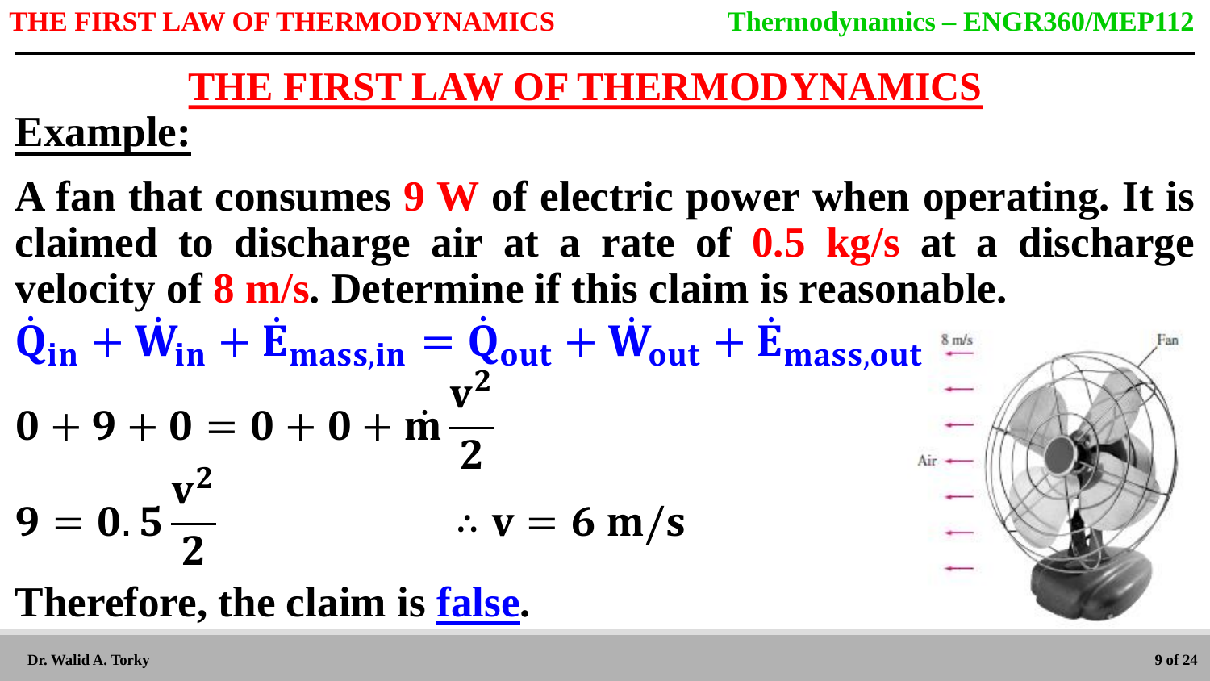# THE FIRST LAW OF THERMODYNAMICS

## Example:

**A fan that consumes 9 W of electric power when operating. It is claimed to discharge air at a rate of 0.5 kg/s at a discharge velocity of 8 m/s. Determine if this claim is reasonable.**

$$\dot{Q}_{in} + \dot{W}_{in} + \dot{E}_{mass,in} = \dot{Q}_{out} + \dot{W}_{out} + \dot{E}_{mass,out}$$

$$0 + 9 + 0 = 0 + 0 + \dot{m}\frac{v^2}{2}$$

$$9 = 0.5\frac{v^2}{2} \qquad \therefore v = 6\ m/s$$

**Therefore, the claim is false.**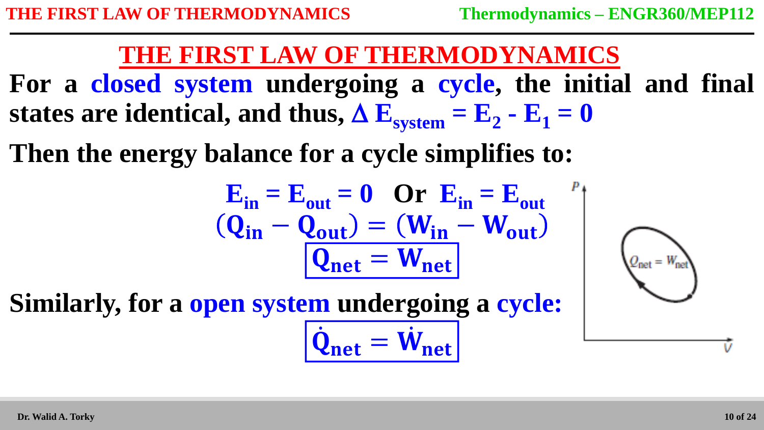# THE FIRST LAW OF THERMODYNAMICS

**For a closed system undergoing a cycle, the initial and final states are identical, and thus, $\Delta E_{system} = E_2 - E_1 = 0$**

**Then the energy balance for a cycle simplifies to:**

$$E_{in} = E_{out} = 0 \quad \text{Or} \quad E_{in} = E_{out}$$

$$(Q_{in} - Q_{out}) = (W_{in} - W_{out})$$

$$\boxed{Q_{net} = W_{net}}$$

**Similarly, for a open system undergoing a cycle:**

$$\boxed{\dot{Q}_{net} = \dot{W}_{net}}$$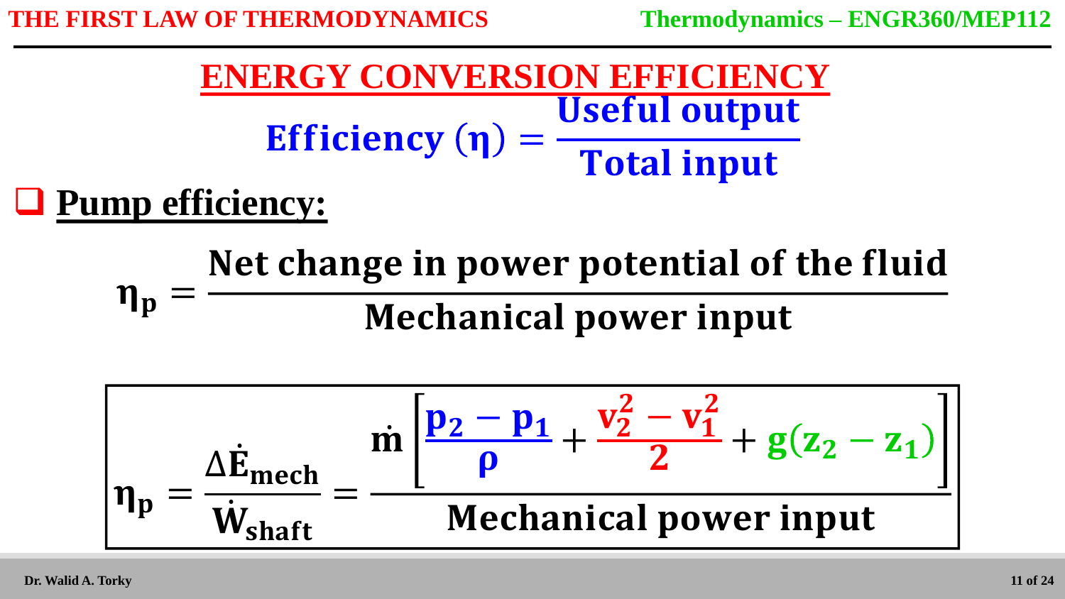# ENERGY CONVERSION EFFICIENCY

$$\text{Efficiency } (\eta) = \frac{\text{Useful output}}{\text{Total input}}$$

- **Pump efficiency:**

$$\eta_p = \frac{\text{Net change in power potential of the fluid}}{\text{Mechanical power input}}$$

$$\eta_p = \frac{\Delta \dot{E}_{mech}}{\dot{W}_{shaft}} = \frac{\dot{m}\left[\frac{p_2 - p_1}{\rho} + \frac{v_2^2 - v_1^2}{2} + g(z_2 - z_1)\right]}{\text{Mechanical power input}}$$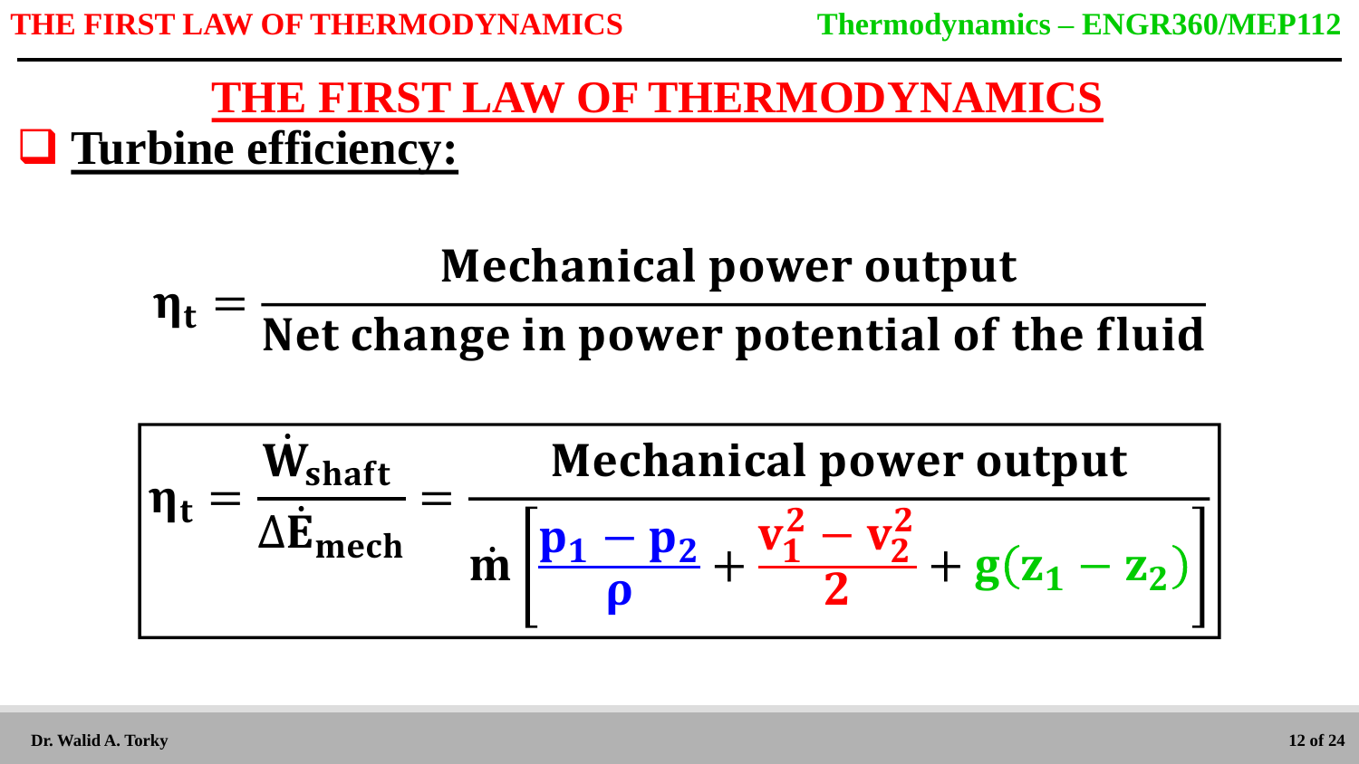# THE FIRST LAW OF THERMODYNAMICS

## Turbine efficiency:

$$\eta_t = \frac{\text{Mechanical power output}}{\text{Net change in power potential of the fluid}}$$

$$\eta_t = \frac{\dot{W}_{shaft}}{\Delta \dot{E}_{mech}} = \frac{\text{Mechanical power output}}{\dot{m}\left[\frac{p_1 - p_2}{\rho} + \frac{v_1^2 - v_2^2}{2} + g(z_1 - z_2)\right]}$$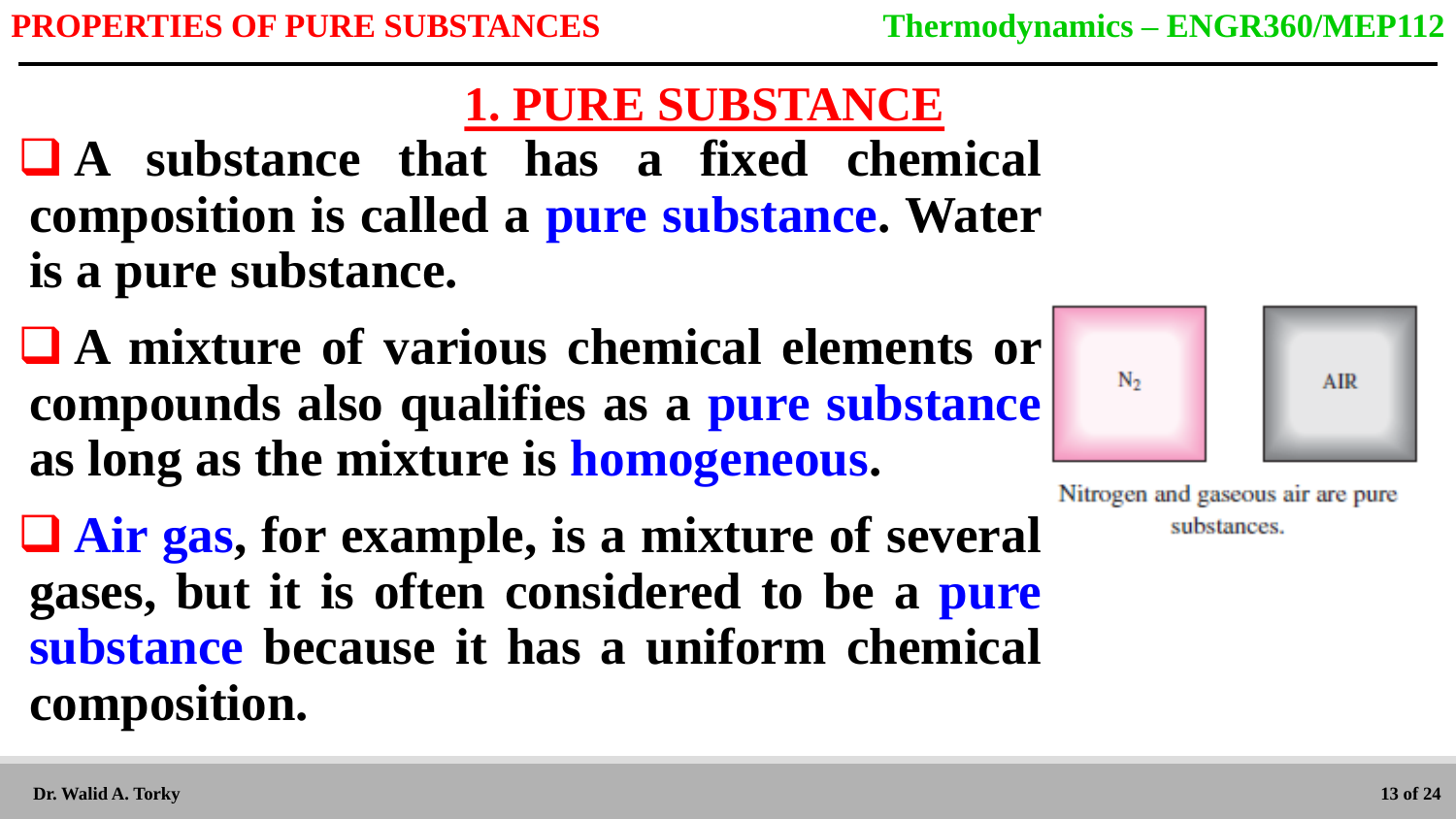## 1. PURE SUBSTANCE

- **A substance that has a fixed chemical composition is called a pure substance. Water is a pure substance.**
- **A mixture of various chemical elements or compounds also qualifies as a pure substance as long as the mixture is homogeneous.**
- **Air gas, for example, is a mixture of several gases, but it is often considered to be a pure substance because it has a uniform chemical composition.**

$N_2$ AIR

Nitrogen and gaseous air are pure substances.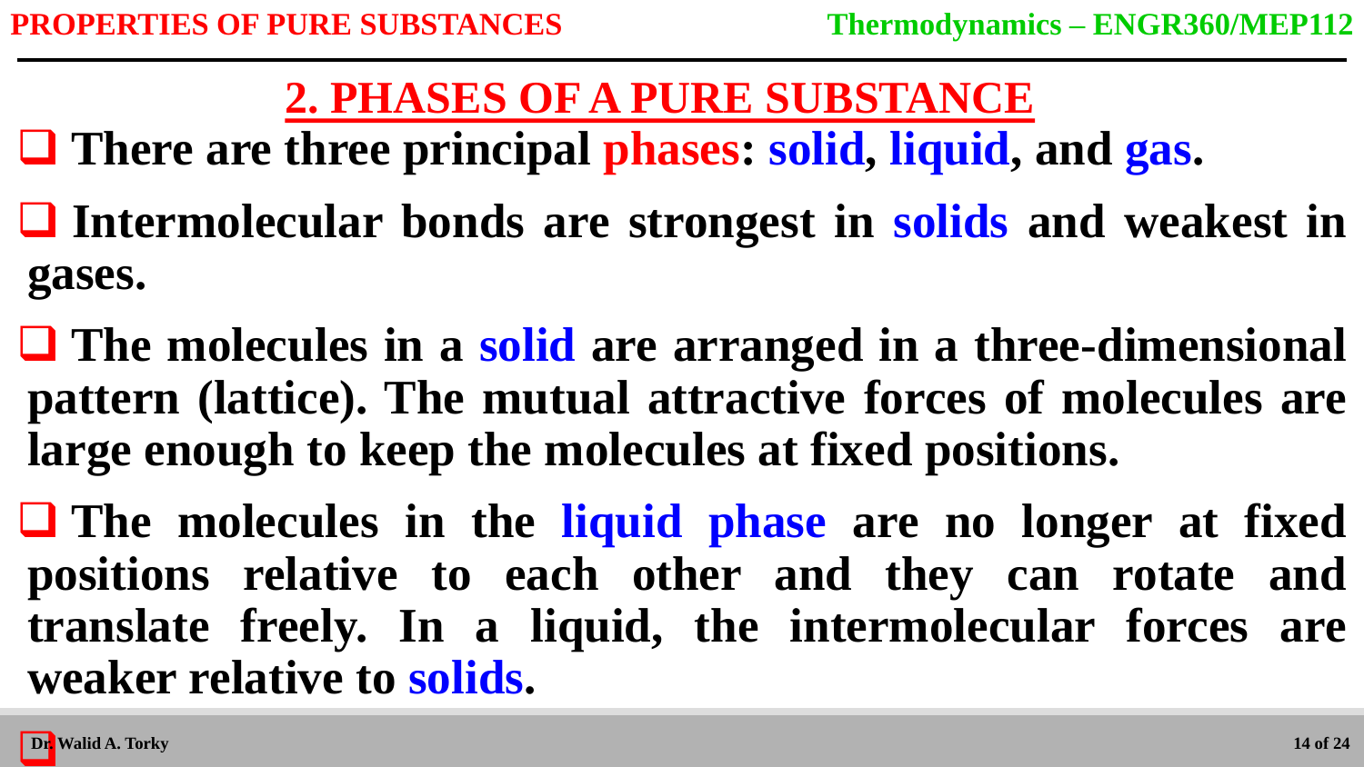## 2. PHASES OF A PURE SUBSTANCE

- **There are three principal phases: solid, liquid, and gas.**
- **Intermolecular bonds are strongest in solids and weakest in gases.**
- **The molecules in a solid are arranged in a three-dimensional pattern (lattice). The mutual attractive forces of molecules are large enough to keep the molecules at fixed positions.**
- **The molecules in the liquid phase are no longer at fixed positions relative to each other and they can rotate and translate freely. In a liquid, the intermolecular forces are weaker relative to solids.**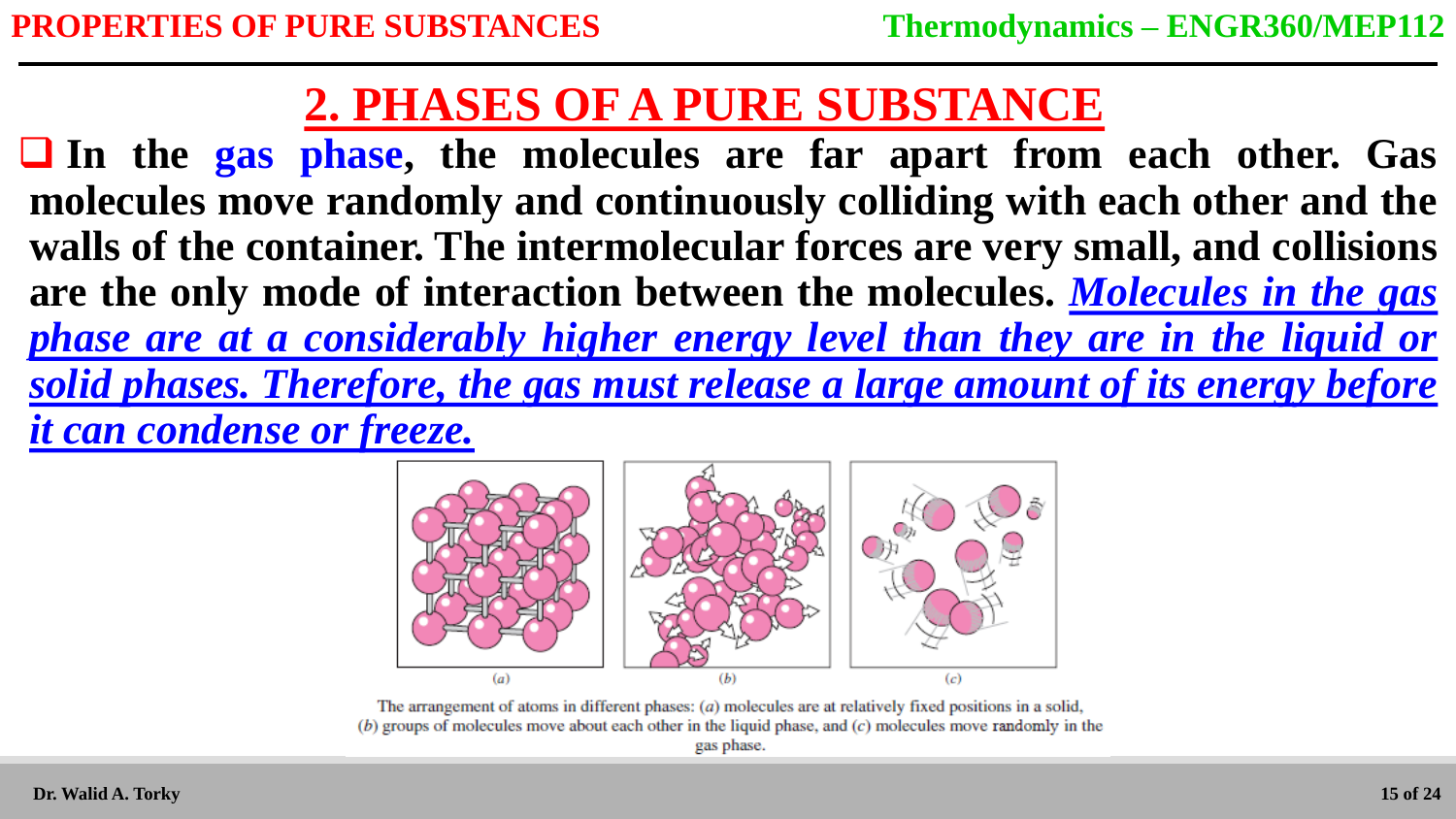## 2. PHASES OF A PURE SUBSTANCE

- **In the gas phase, the molecules are far apart from each other. Gas molecules move randomly and continuously colliding with each other and the walls of the container. The intermolecular forces are very small, and collisions are the only mode of interaction between the molecules.** ***Molecules in the gas phase are at a considerably higher energy level than they are in the liquid or solid phases. Therefore, the gas must release a large amount of its energy before it can condense or freeze.***

The arrangement of atoms in different phases: (*a*) molecules are at relatively fixed positions in a solid, (*b*) groups of molecules move about each other in the liquid phase, and (*c*) molecules move randomly in the gas phase.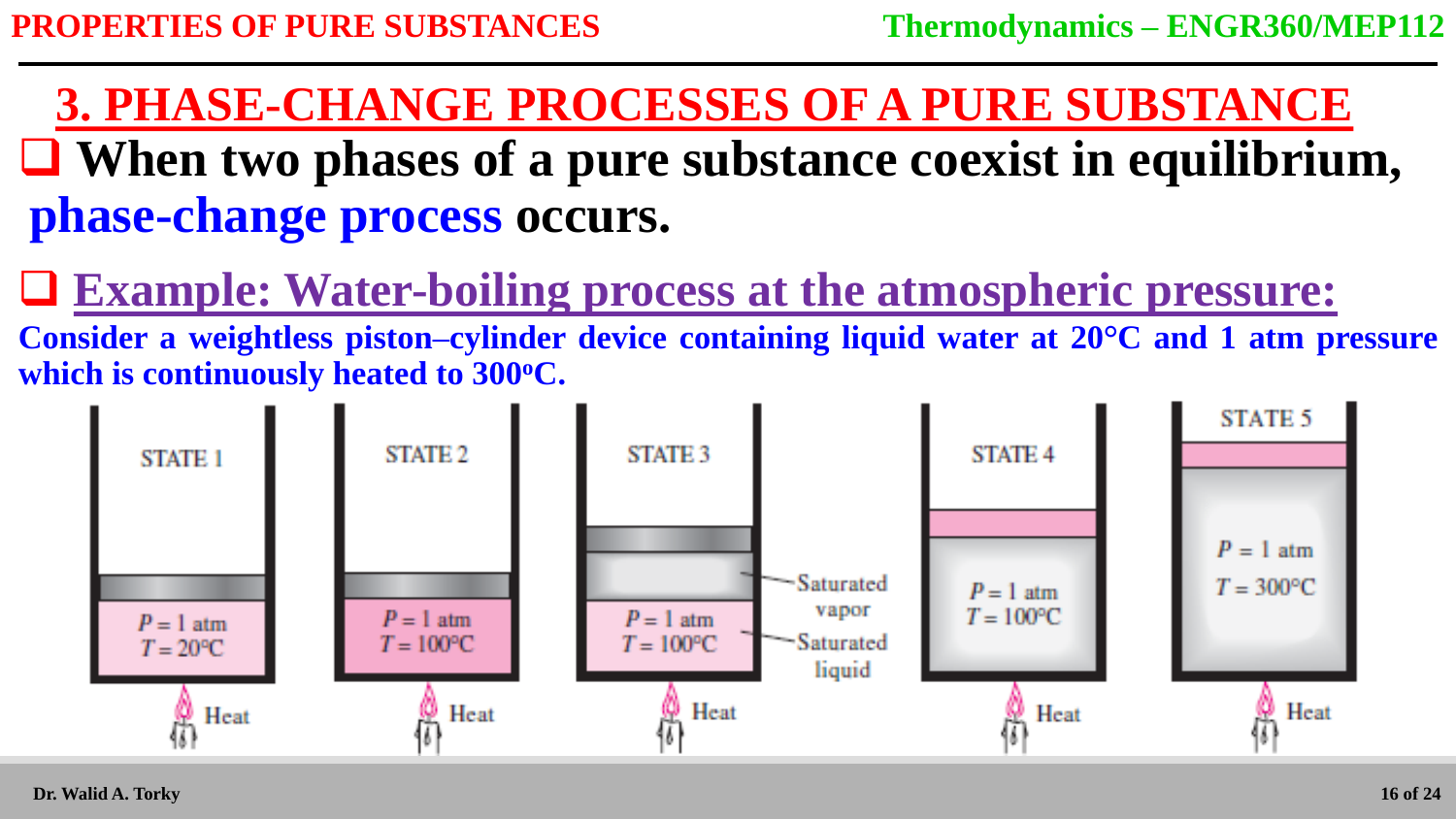## 3. PHASE-CHANGE PROCESSES OF A PURE SUBSTANCE

- **When two phases of a pure substance coexist in equilibrium, phase-change process occurs.**

- **Example: Water-boiling process at the atmospheric pressure:**

**Consider a weightless piston–cylinder device containing liquid water at 20°C and 1 atm pressure which is continuously heated to 300°C.**

STATE 1: $P = 1$ atm, $T = 20°C$ — Heat

STATE 2: $P = 1$ atm, $T = 100°C$ — Heat

STATE 3: $P = 1$ atm, $T = 100°C$ — Saturated vapor, Saturated liquid — Heat

STATE 4: $P = 1$ atm, $T = 100°C$ — Heat

STATE 5: $P = 1$ atm, $T = 300°C$ — Heat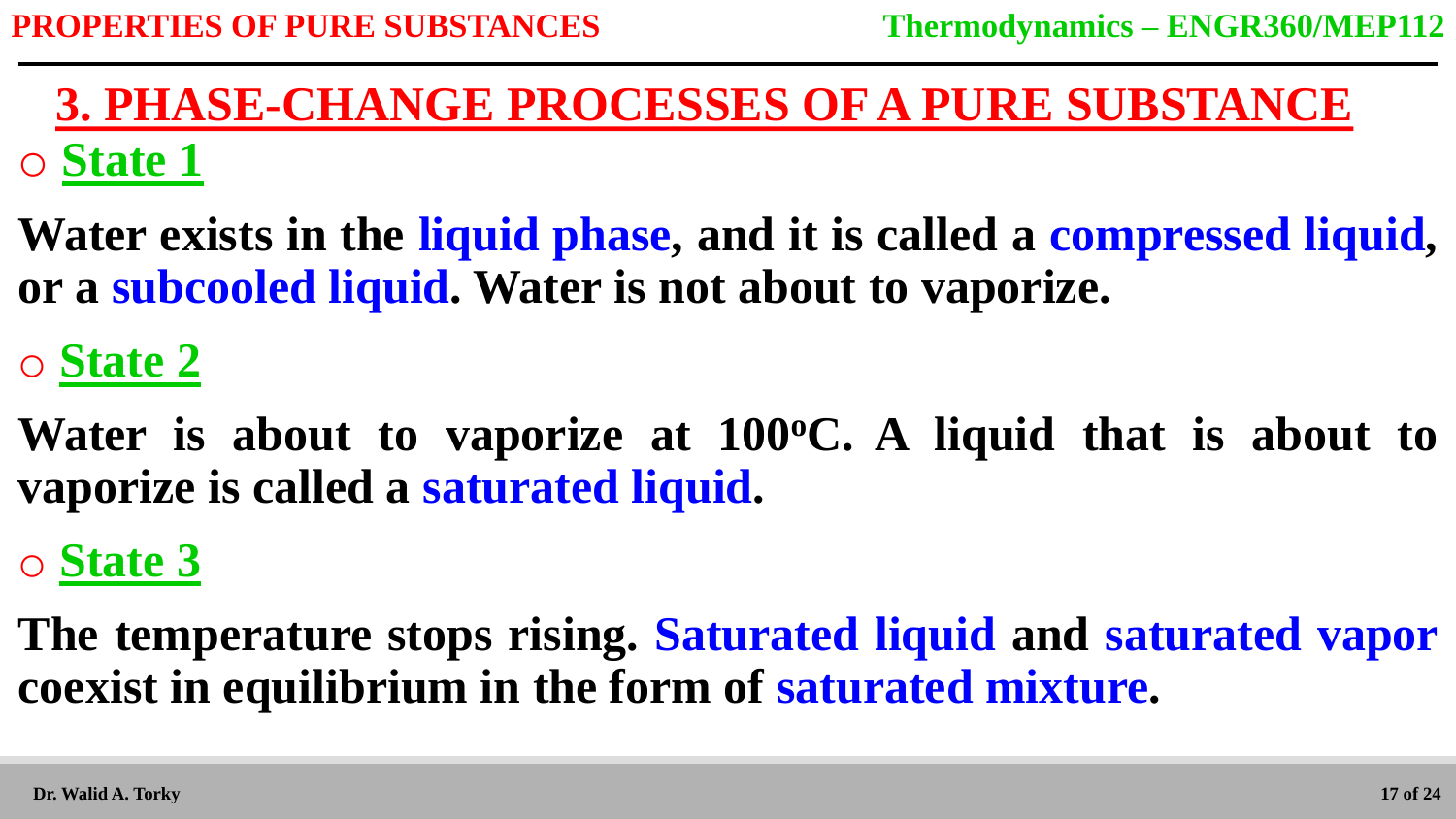## 3. PHASE-CHANGE PROCESSES OF A PURE SUBSTANCE

### ○ State 1

**Water exists in the liquid phase, and it is called a compressed liquid, or a subcooled liquid. Water is not about to vaporize.**

### ○ State 2

**Water is about to vaporize at 100$^o$C. A liquid that is about to vaporize is called a saturated liquid.**

### ○ State 3

**The temperature stops rising. Saturated liquid and saturated vapor coexist in equilibrium in the form of saturated mixture.**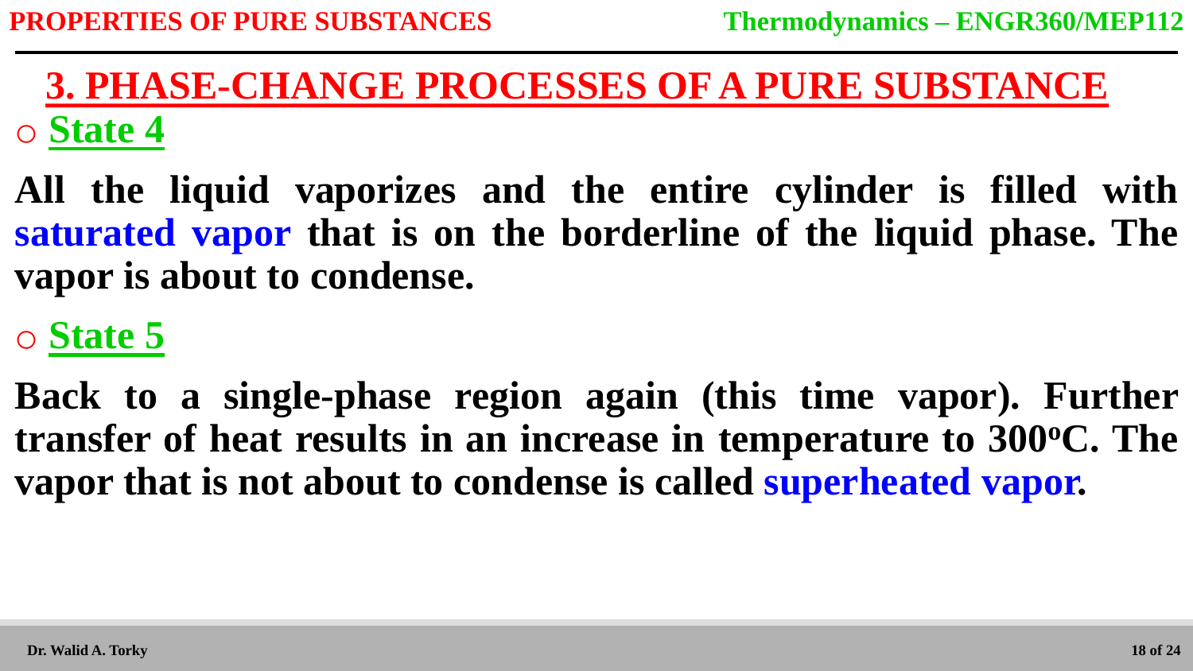# 3. PHASE-CHANGE PROCESSES OF A PURE SUBSTANCE

- **State 4**

**All the liquid vaporizes and the entire cylinder is filled with saturated vapor that is on the borderline of the liquid phase. The vapor is about to condense.**

- **State 5**

**Back to a single-phase region again (this time vapor). Further transfer of heat results in an increase in temperature to 300°C. The vapor that is not about to condense is called superheated vapor.**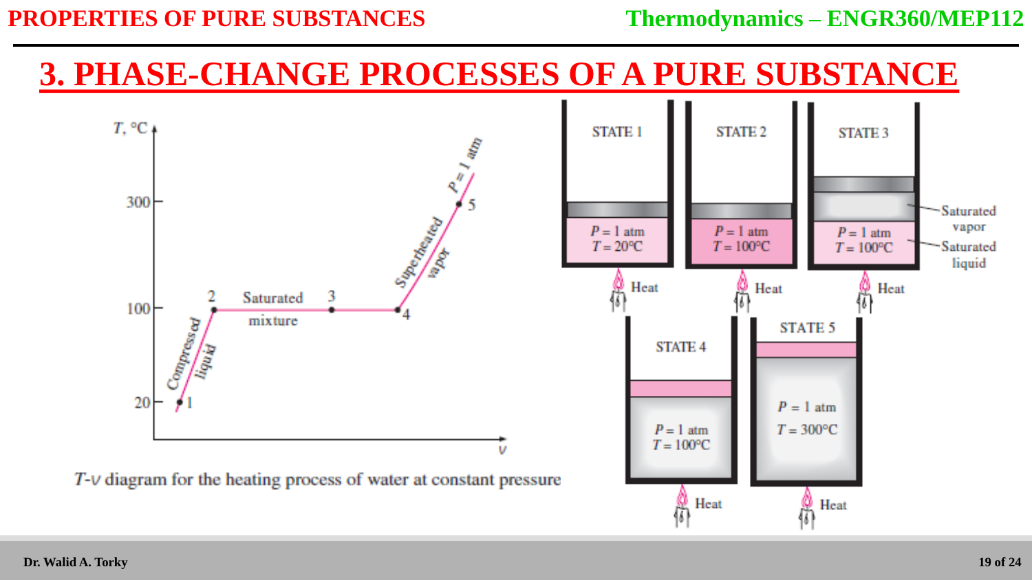# 3. PHASE-CHANGE PROCESSES OF A PURE SUBSTANCE

$T$-$v$ diagram for the heating process of water at constant pressure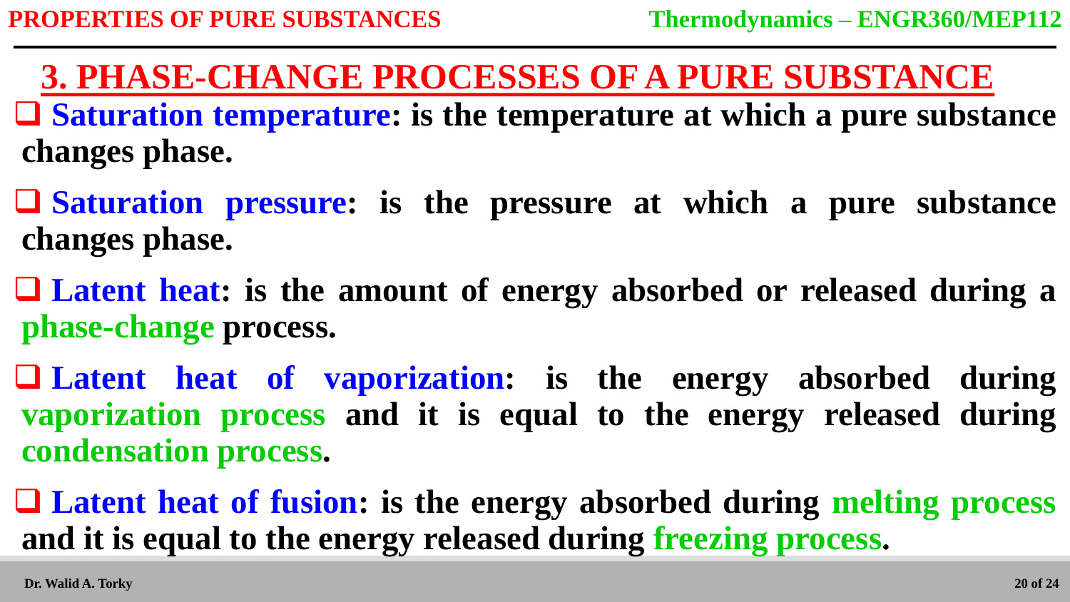## 3. PHASE-CHANGE PROCESSES OF A PURE SUBSTANCE

- **Saturation temperature: is the temperature at which a pure substance changes phase.**
- **Saturation pressure: is the pressure at which a pure substance changes phase.**
- **Latent heat: is the amount of energy absorbed or released during a phase-change process.**
- **Latent heat of vaporization: is the energy absorbed during vaporization process and it is equal to the energy released during condensation process.**
- **Latent heat of fusion: is the energy absorbed during melting process and it is equal to the energy released during freezing process.**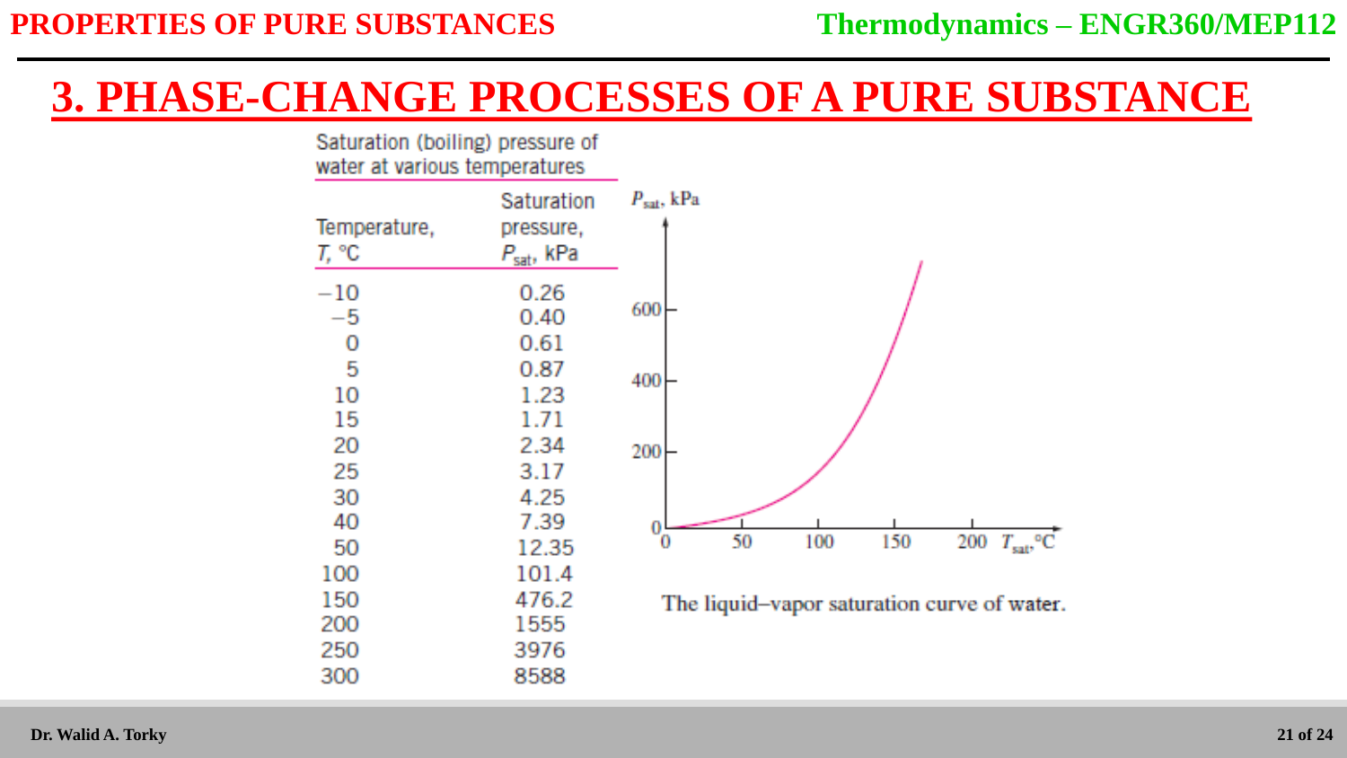# 3. PHASE-CHANGE PROCESSES OF A PURE SUBSTANCE

Saturation (boiling) pressure of water at various temperatures

| Temperature, $T$, °C | Saturation pressure, $P_{sat}$, kPa |
|---|---|
| −10 | 0.26 |
| −5 | 0.40 |
| 0 | 0.61 |
| 5 | 0.87 |
| 10 | 1.23 |
| 15 | 1.71 |
| 20 | 2.34 |
| 25 | 3.17 |
| 30 | 4.25 |
| 40 | 7.39 |
| 50 | 12.35 |
| 100 | 101.4 |
| 150 | 476.2 |
| 200 | 1555 |
| 250 | 3976 |
| 300 | 8588 |

The liquid–vapor saturation curve of water.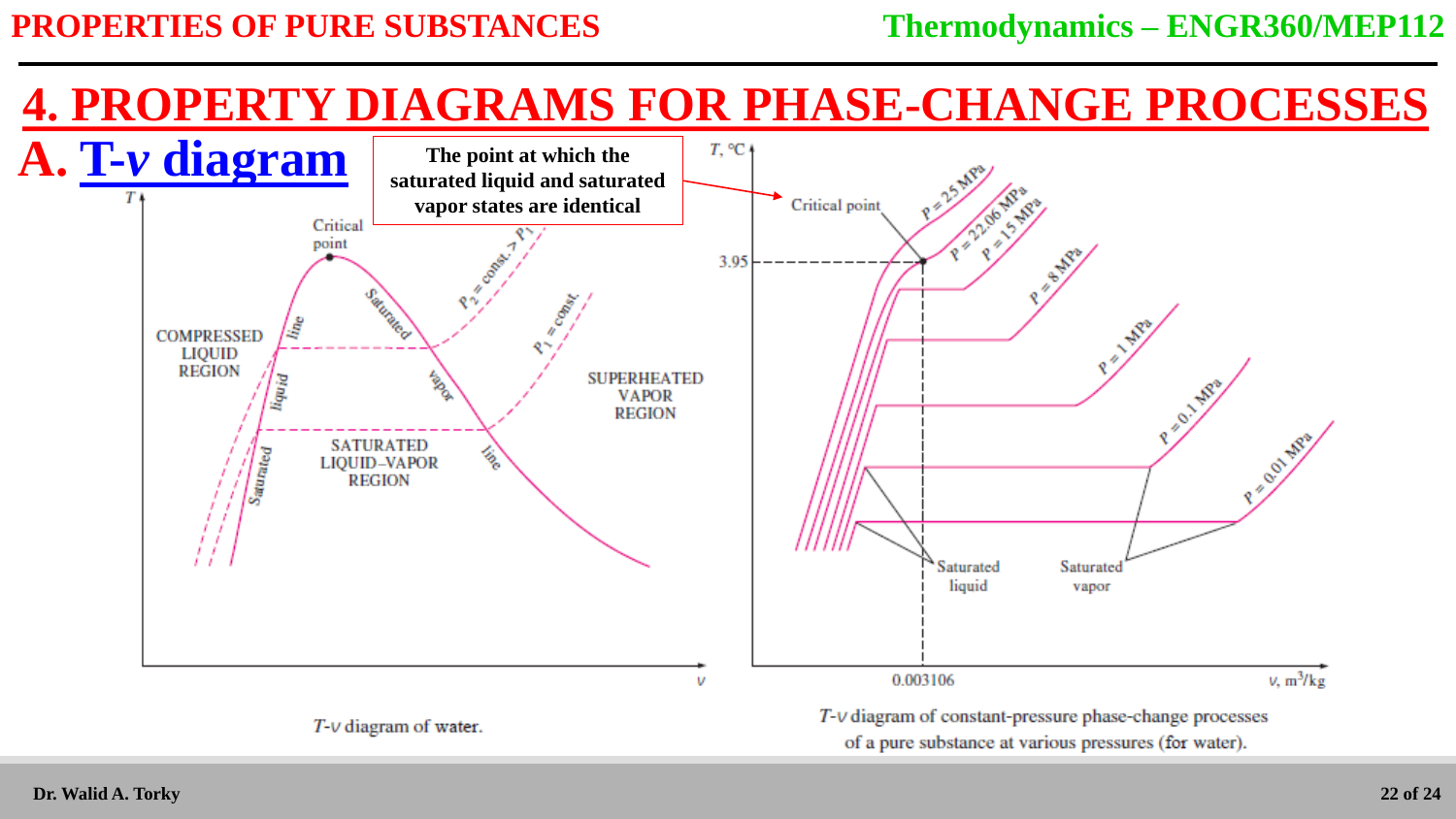# 4. PROPERTY DIAGRAMS FOR PHASE-CHANGE PROCESSES

## A. T-*v* diagram

**The point at which the saturated liquid and saturated vapor states are identical**

$T$-$v$ diagram of water.

$T$-$v$ diagram of constant-pressure phase-change processes of a pure substance at various pressures (for water).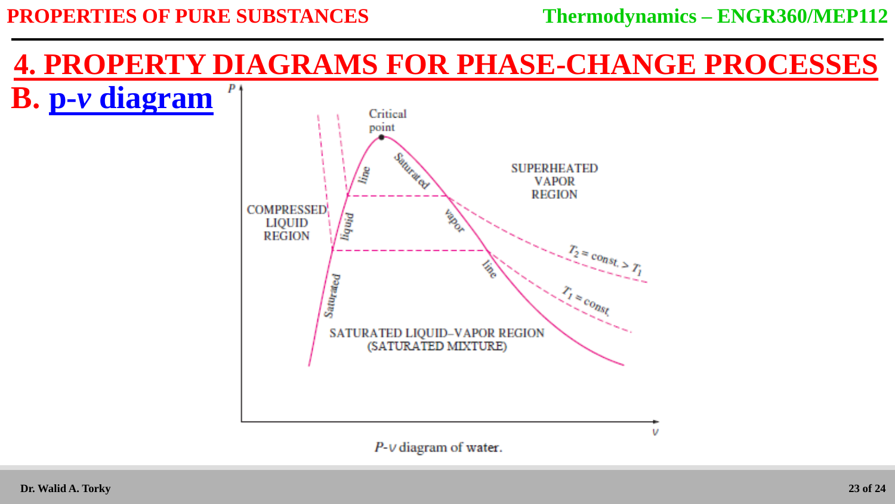# 4. PROPERTY DIAGRAMS FOR PHASE-CHANGE PROCESSES

## B. p-*v* diagram

Critical point

Saturated liquid line

Saturated vapor line

SUPERHEATED VAPOR REGION

COMPRESSED LIQUID REGION

$T_2$ = const. > $T_1$

$T_1$ = const.

SATURATED LIQUID–VAPOR REGION (SATURATED MIXTURE)

$P$

$v$

*P-v* diagram of water.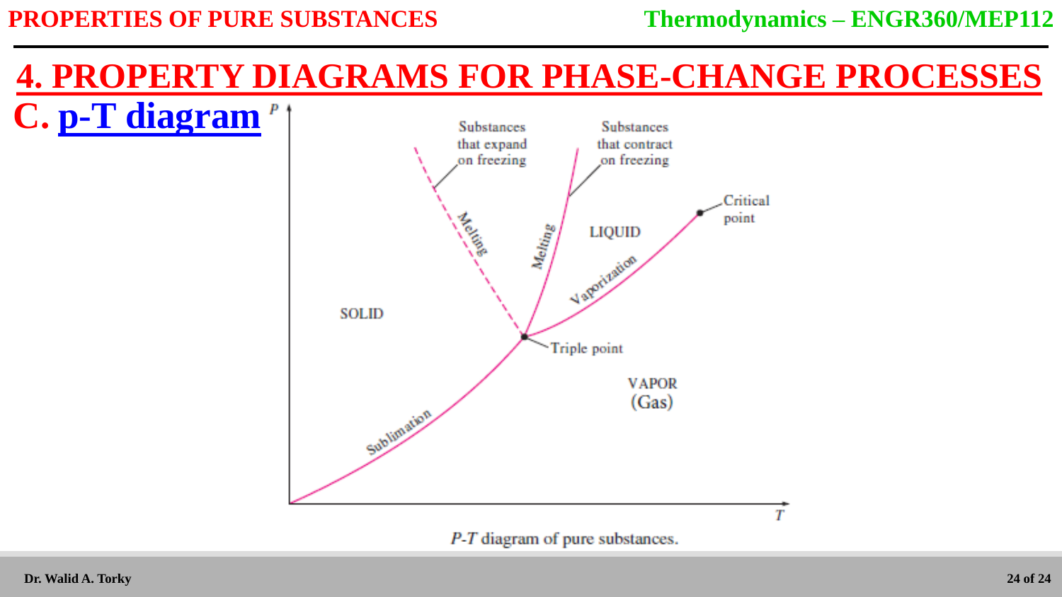# 4. PROPERTY DIAGRAMS FOR PHASE-CHANGE PROCESSES

## C. p-T diagram

P

Substances that expand on freezing

Substances that contract on freezing

Critical point

Melting

Melting

LIQUID

Vaporization

SOLID

Triple point

VAPOR (Gas)

Sublimation

T

*P-T* diagram of pure substances.